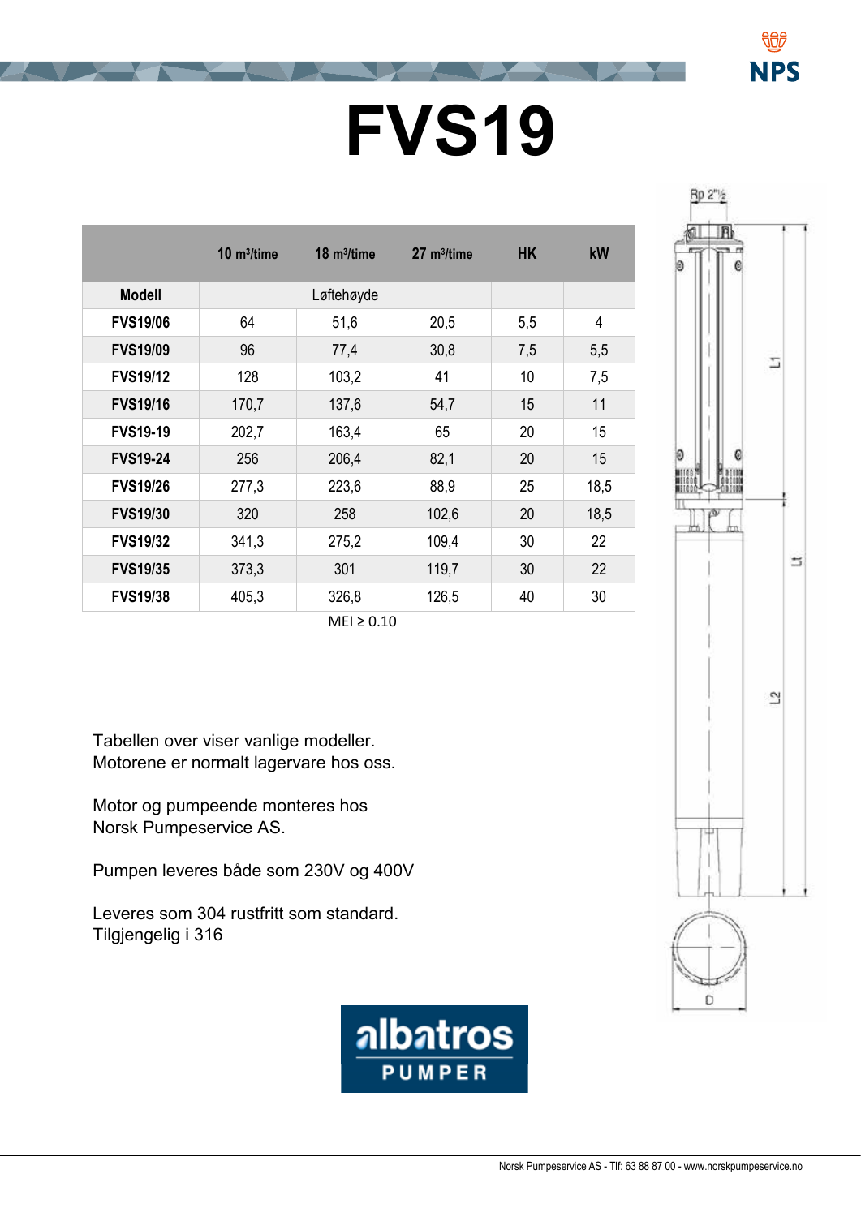# FVS19

| | 10 m³/time | 18 m³/time | 27 m³/time | HK | kW |
|---|---|---|---|---|---|
| **Modell** | Løftehøyde | | | | |
| **FVS19/06** | 64 | 51,6 | 20,5 | 5,5 | 4 |
| **FVS19/09** | 96 | 77,4 | 30,8 | 7,5 | 5,5 |
| **FVS19/12** | 128 | 103,2 | 41 | 10 | 7,5 |
| **FVS19/16** | 170,7 | 137,6 | 54,7 | 15 | 11 |
| **FVS19-19** | 202,7 | 163,4 | 65 | 20 | 15 |
| **FVS19-24** | 256 | 206,4 | 82,1 | 20 | 15 |
| **FVS19/26** | 277,3 | 223,6 | 88,9 | 25 | 18,5 |
| **FVS19/30** | 320 | 258 | 102,6 | 20 | 18,5 |
| **FVS19/32** | 341,3 | 275,2 | 109,4 | 30 | 22 |
| **FVS19/35** | 373,3 | 301 | 119,7 | 30 | 22 |
| **FVS19/38** | 405,3 | 326,8 | 126,5 | 40 | 30 |

MEI ≥ 0.10

Tabellen over viser vanlige modeller.
Motorene er normalt lagervare hos oss.

Motor og pumpeende monteres hos
Norsk Pumpeservice AS.

Pumpen leveres både som 230V og 400V

Leveres som 304 rustfritt som standard.
Tilgjengelig i 316

albatros PUMPER

Norsk Pumpeservice AS - Tlf: 63 88 87 00 - www.norskpumpeservice.no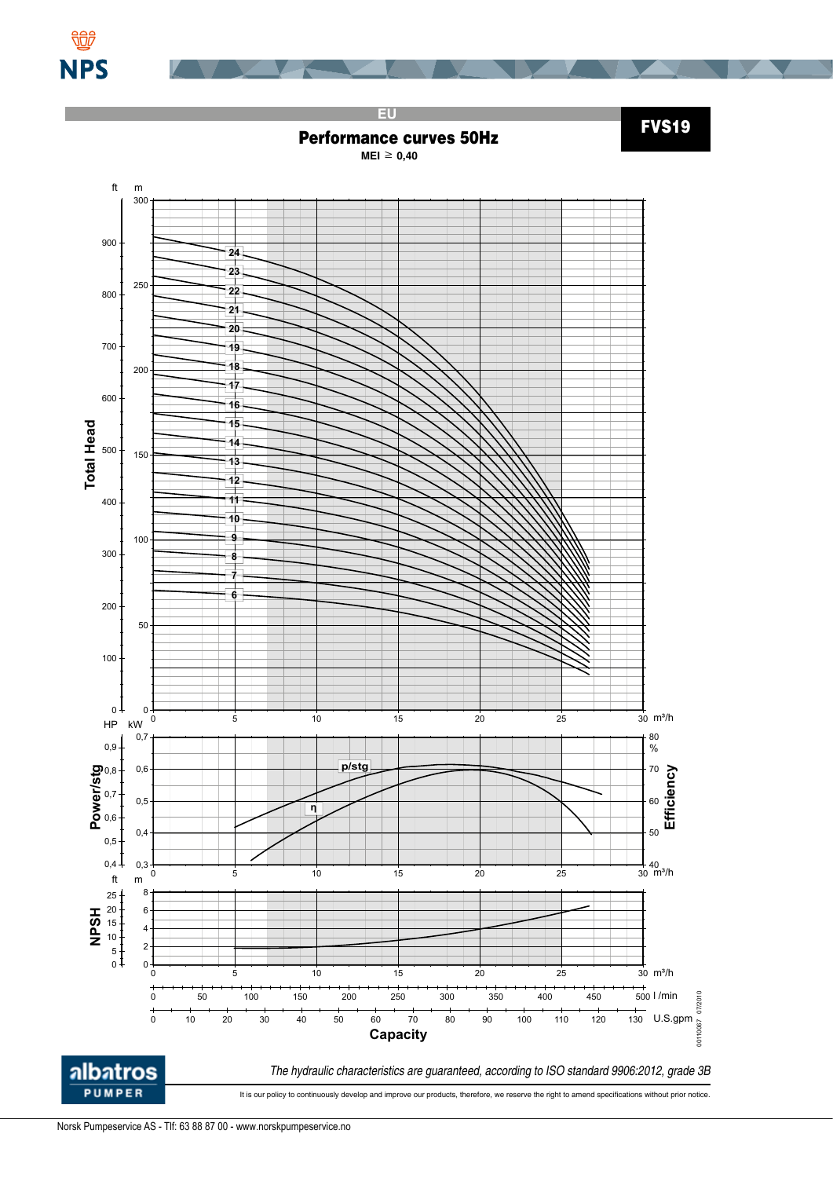NPS

EU

# Performance curves 50Hz

**FVS19**

MEI ≥ 0,40

Total Head

ft: 0, 100, 200, 300, 400, 500, 600, 700, 800, 900

m: 0, 50, 100, 150, 200, 250, 300

24, 23, 22, 21, 20, 19, 18, 17, 16, 15, 14, 13, 12, 11, 10, 9, 8, 7, 6

0, 5, 10, 15, 20, 25, 30 m³/h

Power/stg

HP: 0,4, 0,5, 0,6, 0,7, 0,8, 0,9

kW: 0,3, 0,4, 0,5, 0,6, 0,7

p/stg

η

Efficiency

%: 40, 50, 60, 70, 80

0, 5, 10, 15, 20, 25, 30 m³/h

NPSH

ft: 0, 5, 10, 15, 20, 25

m: 0, 2, 4, 6, 8

0, 5, 10, 15, 20, 25, 30 m³/h

l /min: 0, 50, 100, 150, 200, 250, 300, 350, 400, 450, 500

U.S.gpm: 0, 10, 20, 30, 40, 50, 60, 70, 80, 90, 100, 110, 120, 130

**Capacity**

00110067 07/2010

albatros PUMPER

*The hydraulic characteristics are guaranteed, according to ISO standard 9906:2012, grade 3B*

It is our policy to continuously develop and improve our products, therefore, we reserve the right to amend specifications without prior notice.

Norsk Pumpeservice AS - Tlf: 63 88 87 00 - www.norskpumpeservice.no